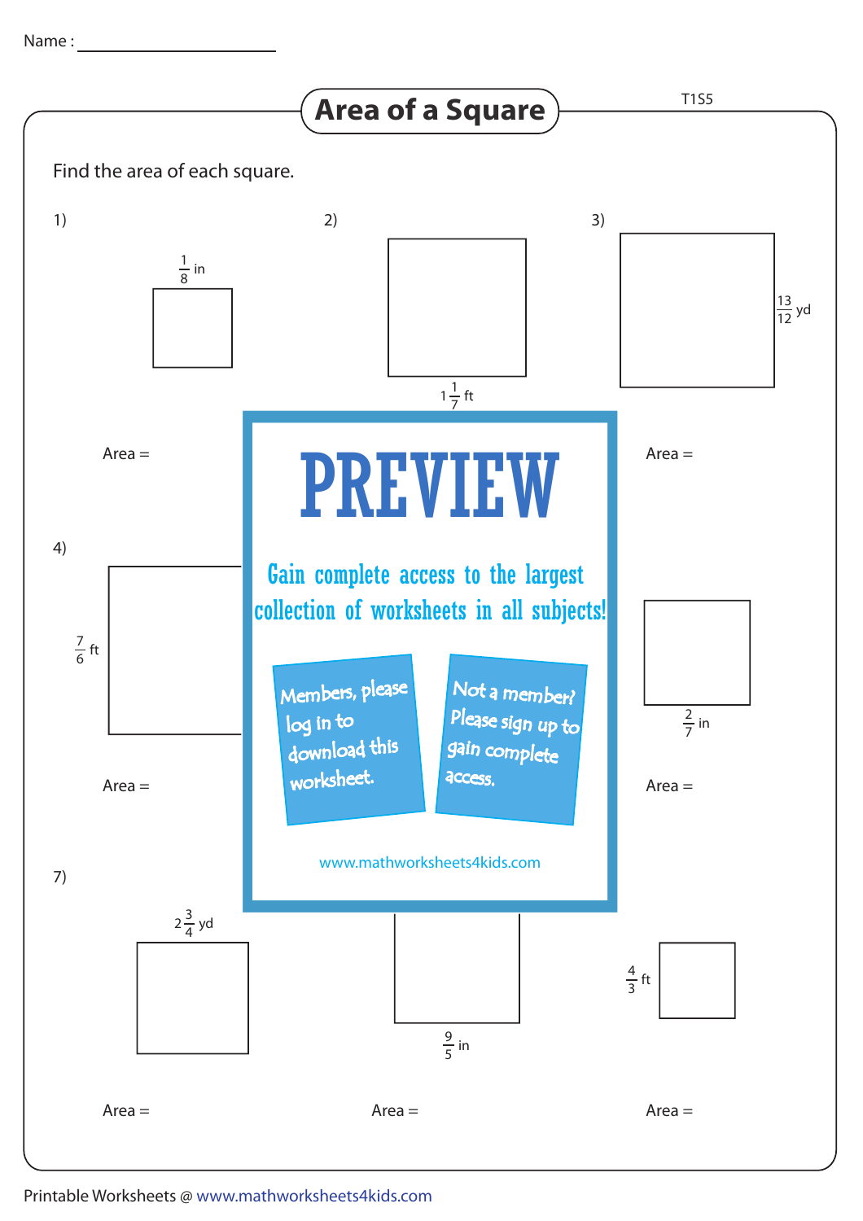Name : ____________________

# Area of a Square

T1S5

Find the area of each square.

1) $\frac{1}{8}$ in

Area =

2) $1\frac{1}{7}$ ft

3) $\frac{13}{12}$ yd

Area =

4) $\frac{7}{6}$ ft

Area =

PREVIEW

Gain complete access to the largest collection of worksheets in all subjects!

Members, please log in to download this worksheet.

Not a member? Please sign up to gain complete access.

www.mathworksheets4kids.com

$\frac{2}{7}$ in

Area =

7) $2\frac{3}{4}$ yd

Area =

$\frac{9}{5}$ in

Area =

$\frac{4}{3}$ ft

Area =

Printable Worksheets @ www.mathworksheets4kids.com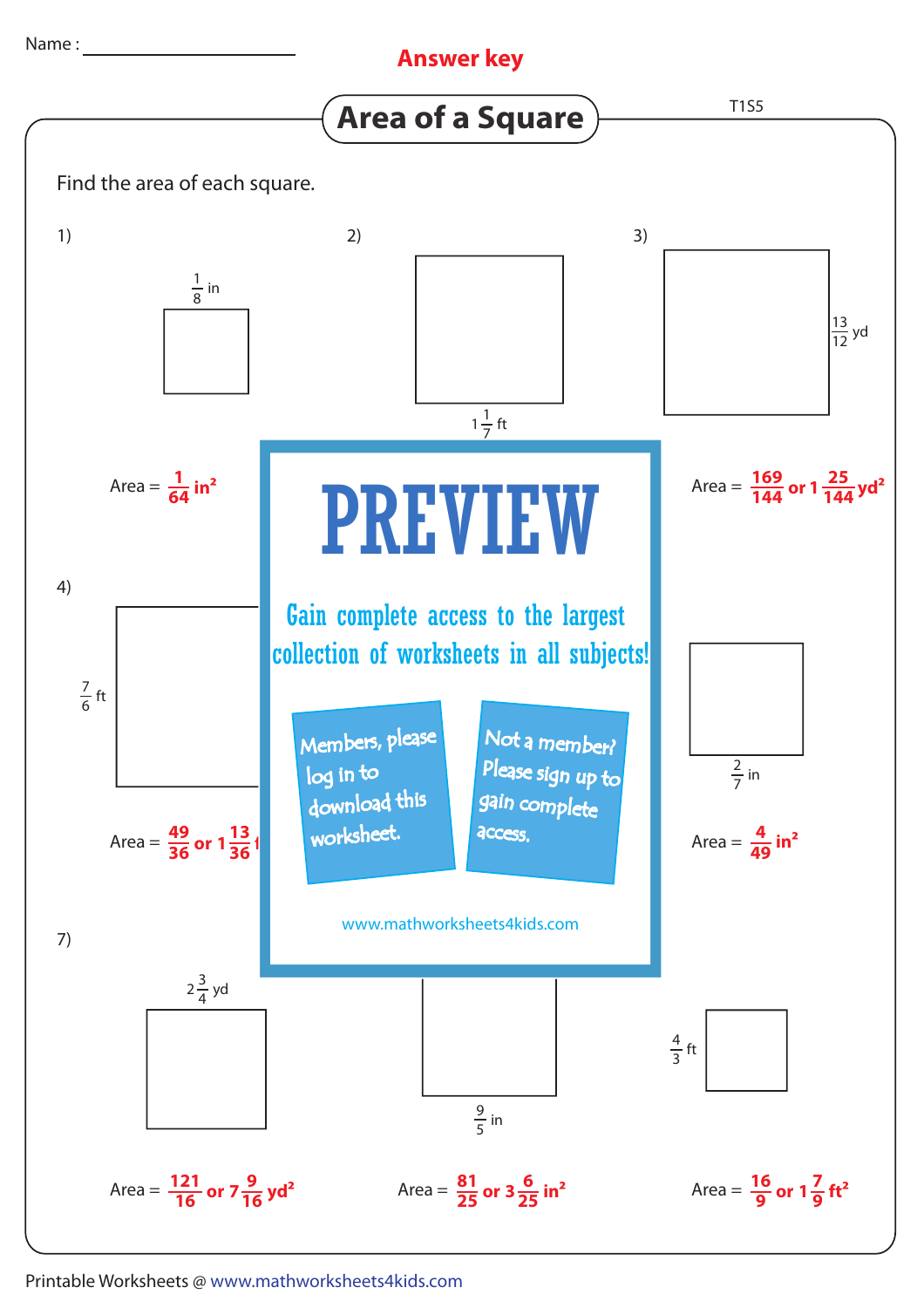Name : ____________________

**Answer key**

# Area of a Square

T1S5

Find the area of each square.

1) $\frac{1}{8}$ in

Area = $\frac{1}{64}$ in²

2) $1\frac{1}{7}$ ft

3) $\frac{13}{12}$ yd

Area = $\frac{169}{144}$ or $1\frac{25}{144}$ yd²

4) $\frac{7}{6}$ ft

Area = $\frac{49}{36}$ or $1\frac{13}{36}$ f

**PREVIEW**

Gain complete access to the largest collection of worksheets in all subjects!

Members, please log in to download this worksheet.

Not a member? Please sign up to gain complete access.

www.mathworksheets4kids.com

$\frac{2}{7}$ in

Area = $\frac{4}{49}$ in²

7) $2\frac{3}{4}$ yd

Area = $\frac{121}{16}$ or $7\frac{9}{16}$ yd²

$\frac{9}{5}$ in

Area = $\frac{81}{25}$ or $3\frac{6}{25}$ in²

$\frac{4}{3}$ ft

Area = $\frac{16}{9}$ or $1\frac{7}{9}$ ft²

Printable Worksheets @ www.mathworksheets4kids.com